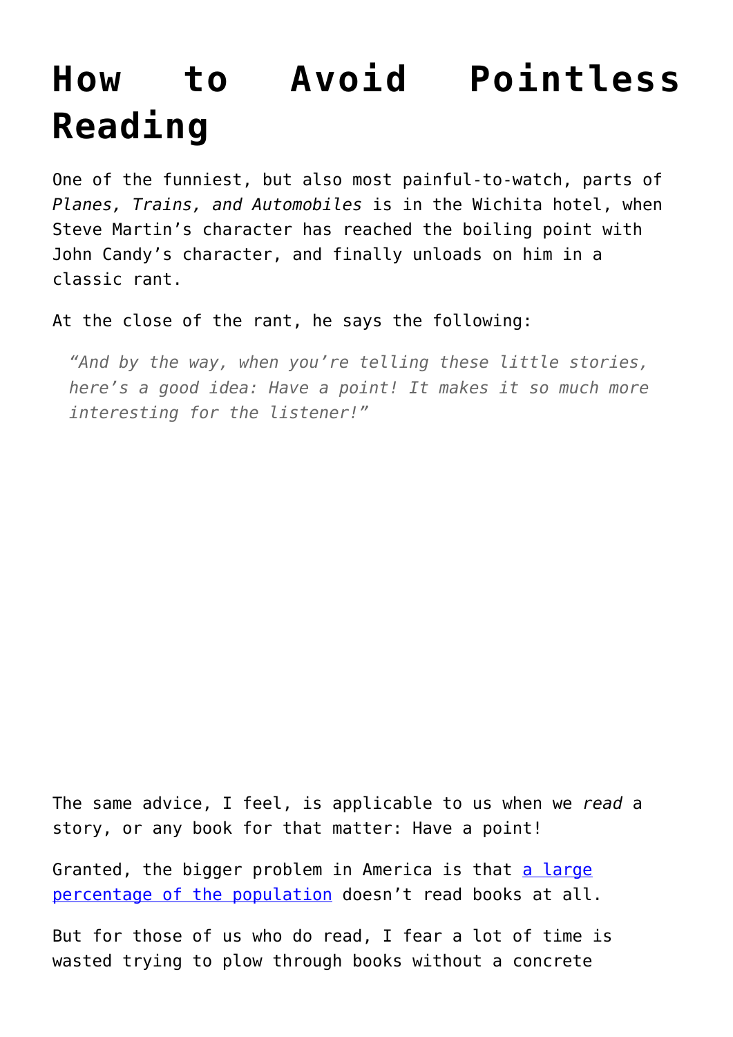# How to Avoid Pointless Reading

One of the funniest, but also most painful-to-watch, parts of *Planes, Trains, and Automobiles* is in the Wichita hotel, when Steve Martin's character has reached the boiling point with John Candy's character, and finally unloads on him in a classic rant.

At the close of the rant, he says the following:

> *"And by the way, when you're telling these little stories, here's a good idea: Have a point! It makes it so much more interesting for the listener!"*

The same advice, I feel, is applicable to us when we *read* a story, or any book for that matter: Have a point!

Granted, the bigger problem in America is that [a large percentage of the population]() doesn't read books at all.

But for those of us who do read, I fear a lot of time is wasted trying to plow through books without a concrete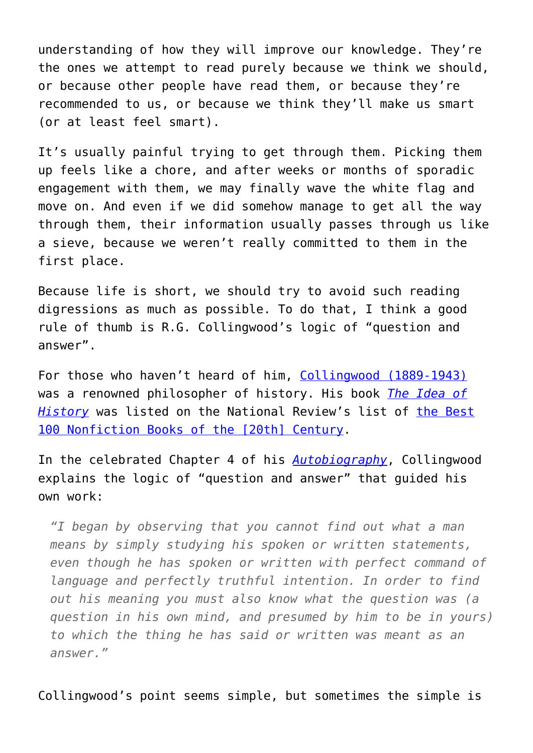understanding of how they will improve our knowledge. They're the ones we attempt to read purely because we think we should, or because other people have read them, or because they're recommended to us, or because we think they'll make us smart (or at least feel smart).

It's usually painful trying to get through them. Picking them up feels like a chore, and after weeks or months of sporadic engagement with them, we may finally wave the white flag and move on. And even if we did somehow manage to get all the way through them, their information usually passes through us like a sieve, because we weren't really committed to them in the first place.

Because life is short, we should try to avoid such reading digressions as much as possible. To do that, I think a good rule of thumb is R.G. Collingwood's logic of "question and answer".

For those who haven't heard of him, Collingwood (1889-1943) was a renowned philosopher of history. His book *The Idea of History* was listed on the National Review's list of the Best 100 Nonfiction Books of the [20th] Century.

In the celebrated Chapter 4 of his *Autobiography*, Collingwood explains the logic of "question and answer" that guided his own work:

> *"I began by observing that you cannot find out what a man means by simply studying his spoken or written statements, even though he has spoken or written with perfect command of language and perfectly truthful intention. In order to find out his meaning you must also know what the question was (a question in his own mind, and presumed by him to be in yours) to which the thing he has said or written was meant as an answer."*

Collingwood's point seems simple, but sometimes the simple is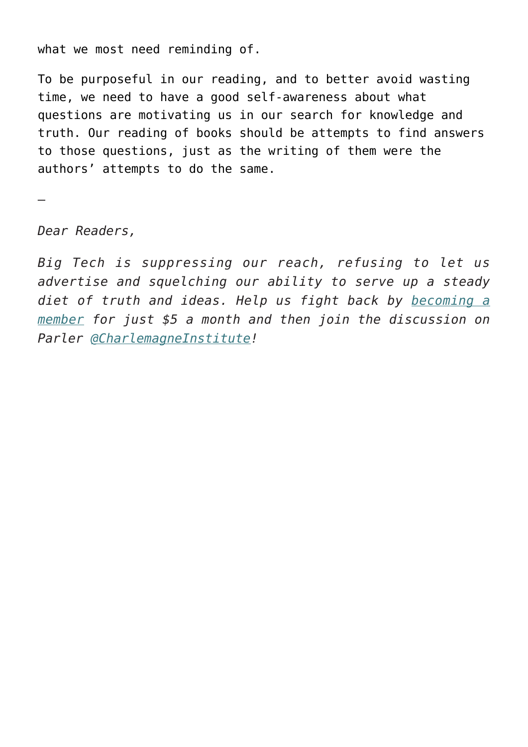what we most need reminding of.

To be purposeful in our reading, and to better avoid wasting time, we need to have a good self-awareness about what questions are motivating us in our search for knowledge and truth. Our reading of books should be attempts to find answers to those questions, just as the writing of them were the authors' attempts to do the same.

—

*Dear Readers,*

*Big Tech is suppressing our reach, refusing to let us advertise and squelching our ability to serve up a steady diet of truth and ideas. Help us fight back by becoming a member for just $5 a month and then join the discussion on Parler @CharlemagneInstitute!*